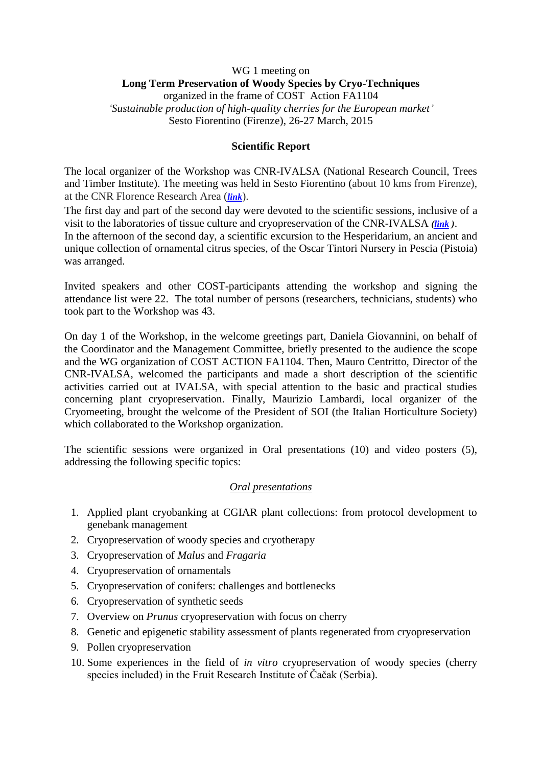WG 1 meeting on

**Long Term Preservation of Woody Species by Cryo-Techniques**

organized in the frame of COST Action FA1104

*'Sustainable production of high-quality cherries for the European market'*

Sesto Fiorentino (Firenze), 26-27 March, 2015

## Scientific Report

The local organizer of the Workshop was CNR-IVALSA (National Research Council, Trees and Timber Institute). The meeting was held in Sesto Fiorentino (about 10 kms from Firenze), at the CNR Florence Research Area (***link***).

The first day and part of the second day were devoted to the scientific sessions, inclusive of a visit to the laboratories of tissue culture and cryopreservation of the CNR-IVALSA ***(link)***.

In the afternoon of the second day, a scientific excursion to the Hesperidarium, an ancient and unique collection of ornamental citrus species, of the Oscar Tintori Nursery in Pescia (Pistoia) was arranged.

Invited speakers and other COST-participants attending the workshop and signing the attendance list were 22. The total number of persons (researchers, technicians, students) who took part to the Workshop was 43.

On day 1 of the Workshop, in the welcome greetings part, Daniela Giovannini, on behalf of the Coordinator and the Management Committee, briefly presented to the audience the scope and the WG organization of COST ACTION FA1104. Then, Mauro Centritto, Director of the CNR-IVALSA, welcomed the participants and made a short description of the scientific activities carried out at IVALSA, with special attention to the basic and practical studies concerning plant cryopreservation. Finally, Maurizio Lambardi, local organizer of the Cryomeeting, brought the welcome of the President of SOI (the Italian Horticulture Society) which collaborated to the Workshop organization.

The scientific sessions were organized in Oral presentations (10) and video posters (5), addressing the following specific topics:

### *Oral presentations*

1. Applied plant cryobanking at CGIAR plant collections: from protocol development to genebank management
2. Cryopreservation of woody species and cryotherapy
3. Cryopreservation of *Malus* and *Fragaria*
4. Cryopreservation of ornamentals
5. Cryopreservation of conifers: challenges and bottlenecks
6. Cryopreservation of synthetic seeds
7. Overview on *Prunus* cryopreservation with focus on cherry
8. Genetic and epigenetic stability assessment of plants regenerated from cryopreservation
9. Pollen cryopreservation
10. Some experiences in the field of *in vitro* cryopreservation of woody species (cherry species included) in the Fruit Research Institute of Čačak (Serbia).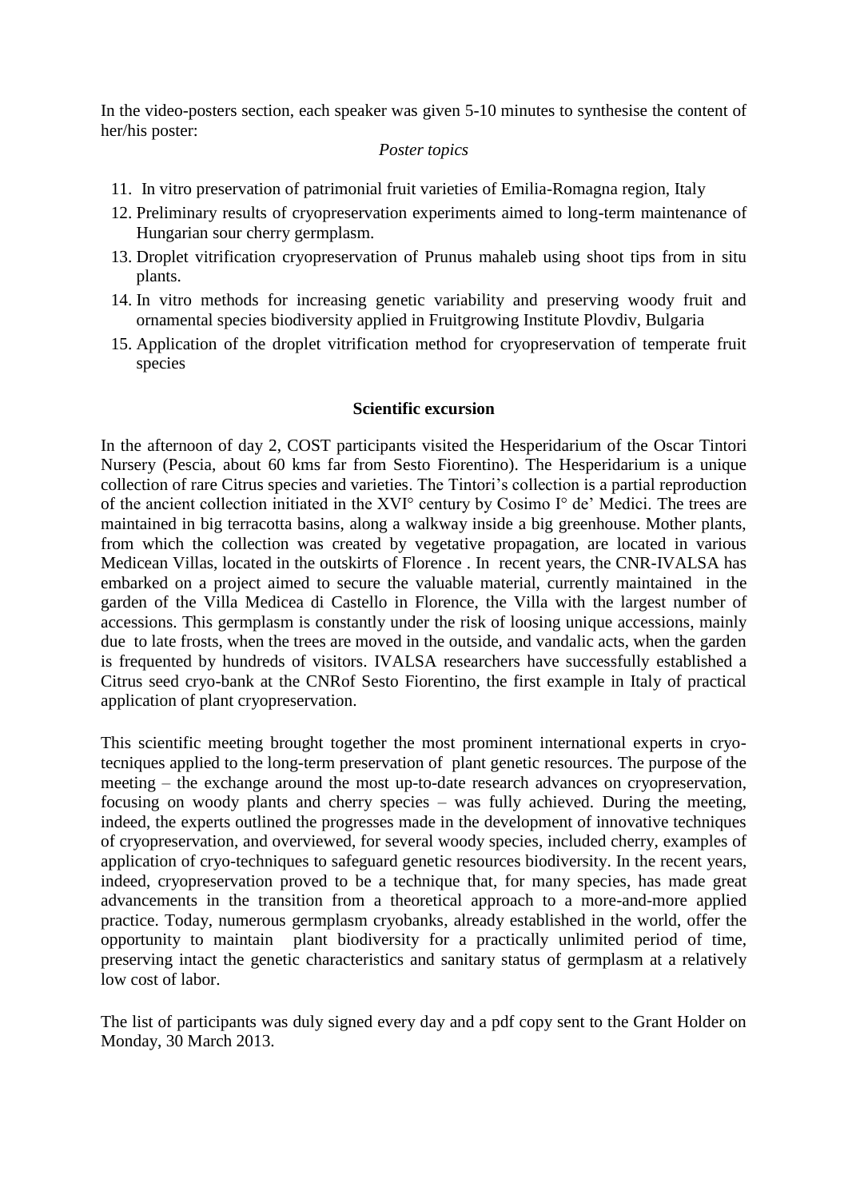In the video-posters section, each speaker was given 5-10 minutes to synthesise the content of her/his poster:

*Poster topics*

11. In vitro preservation of patrimonial fruit varieties of Emilia-Romagna region, Italy
12. Preliminary results of cryopreservation experiments aimed to long-term maintenance of Hungarian sour cherry germplasm.
13. Droplet vitrification cryopreservation of Prunus mahaleb using shoot tips from in situ plants.
14. In vitro methods for increasing genetic variability and preserving woody fruit and ornamental species biodiversity applied in Fruitgrowing Institute Plovdiv, Bulgaria
15. Application of the droplet vitrification method for cryopreservation of temperate fruit species

**Scientific excursion**

In the afternoon of day 2, COST participants visited the Hesperidarium of the Oscar Tintori Nursery (Pescia, about 60 kms far from Sesto Fiorentino). The Hesperidarium is a unique collection of rare Citrus species and varieties. The Tintori's collection is a partial reproduction of the ancient collection initiated in the XVI° century by Cosimo I° de' Medici. The trees are maintained in big terracotta basins, along a walkway inside a big greenhouse. Mother plants, from which the collection was created by vegetative propagation, are located in various Medicean Villas, located in the outskirts of Florence . In recent years, the CNR-IVALSA has embarked on a project aimed to secure the valuable material, currently maintained in the garden of the Villa Medicea di Castello in Florence, the Villa with the largest number of accessions. This germplasm is constantly under the risk of loosing unique accessions, mainly due to late frosts, when the trees are moved in the outside, and vandalic acts, when the garden is frequented by hundreds of visitors. IVALSA researchers have successfully established a Citrus seed cryo-bank at the CNRof Sesto Fiorentino, the first example in Italy of practical application of plant cryopreservation.

This scientific meeting brought together the most prominent international experts in cryo-tecniques applied to the long-term preservation of plant genetic resources. The purpose of the meeting – the exchange around the most up-to-date research advances on cryopreservation, focusing on woody plants and cherry species – was fully achieved. During the meeting, indeed, the experts outlined the progresses made in the development of innovative techniques of cryopreservation, and overviewed, for several woody species, included cherry, examples of application of cryo-techniques to safeguard genetic resources biodiversity. In the recent years, indeed, cryopreservation proved to be a technique that, for many species, has made great advancements in the transition from a theoretical approach to a more-and-more applied practice. Today, numerous germplasm cryobanks, already established in the world, offer the opportunity to maintain plant biodiversity for a practically unlimited period of time, preserving intact the genetic characteristics and sanitary status of germplasm at a relatively low cost of labor.

The list of participants was duly signed every day and a pdf copy sent to the Grant Holder on Monday, 30 March 2013.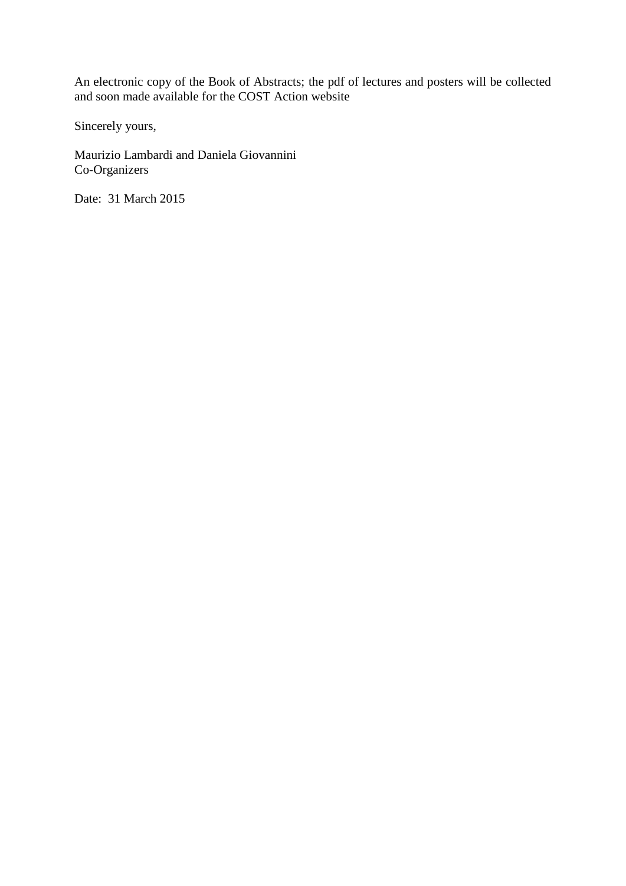An electronic copy of the Book of Abstracts; the pdf of lectures and posters will be collected and soon made available for the COST Action website

Sincerely yours,

Maurizio Lambardi and Daniela Giovannini
Co-Organizers

Date: 31 March 2015